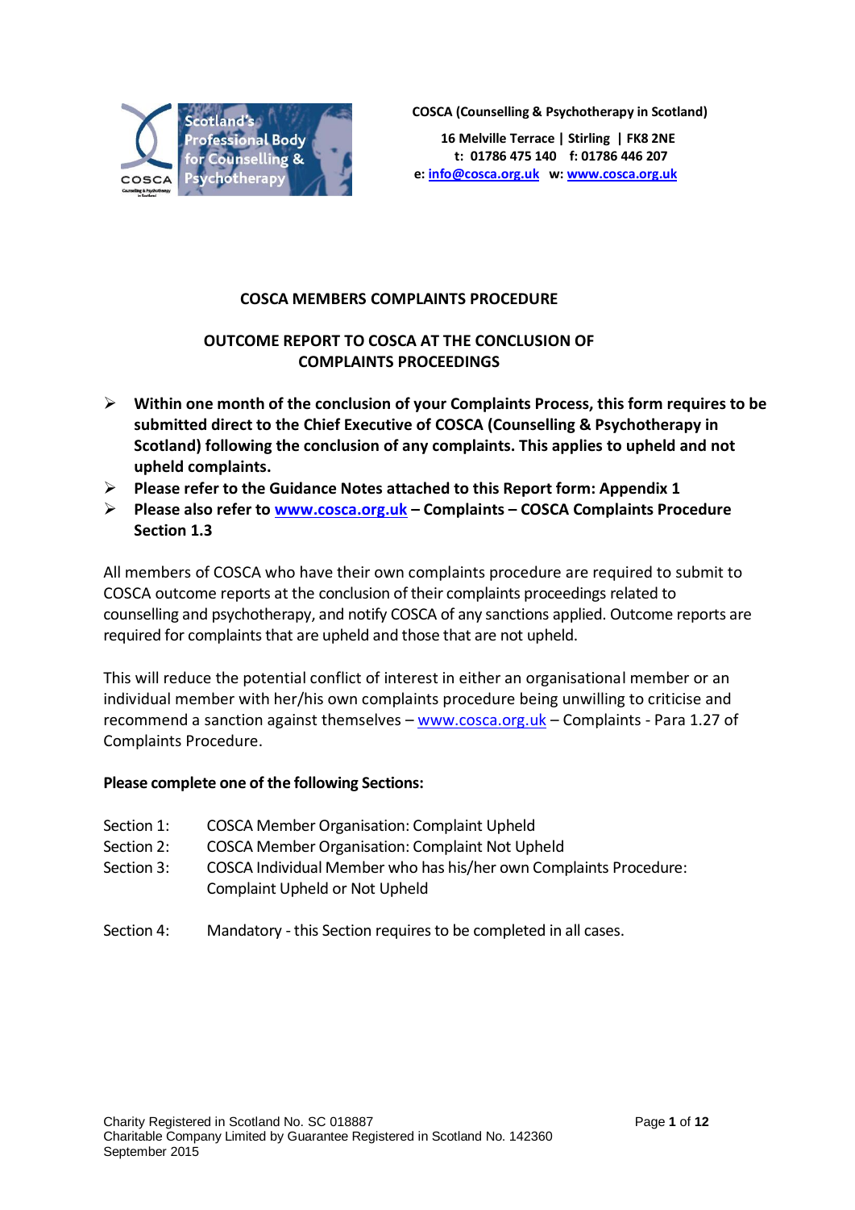COSCA (Counselling & Psychotherapy in Scotland)

16 Melville Terrace | Stirling | FK8 2NE
t: 01786 475 140 f: 01786 446 207
e: info@cosca.org.uk w: www.cosca.org.uk

## COSCA MEMBERS COMPLAINTS PROCEDURE

## OUTCOME REPORT TO COSCA AT THE CONCLUSION OF COMPLAINTS PROCEEDINGS

- **Within one month of the conclusion of your Complaints Process, this form requires to be submitted direct to the Chief Executive of COSCA (Counselling & Psychotherapy in Scotland) following the conclusion of any complaints. This applies to upheld and not upheld complaints.**
- **Please refer to the Guidance Notes attached to this Report form: Appendix 1**
- **Please also refer to www.cosca.org.uk – Complaints – COSCA Complaints Procedure Section 1.3**

All members of COSCA who have their own complaints procedure are required to submit to COSCA outcome reports at the conclusion of their complaints proceedings related to counselling and psychotherapy, and notify COSCA of any sanctions applied. Outcome reports are required for complaints that are upheld and those that are not upheld.

This will reduce the potential conflict of interest in either an organisational member or an individual member with her/his own complaints procedure being unwilling to criticise and recommend a sanction against themselves – www.cosca.org.uk – Complaints - Para 1.27 of Complaints Procedure.

**Please complete one of the following Sections:**

Section 1: COSCA Member Organisation: Complaint Upheld
Section 2: COSCA Member Organisation: Complaint Not Upheld
Section 3: COSCA Individual Member who has his/her own Complaints Procedure: Complaint Upheld or Not Upheld

Section 4: Mandatory - this Section requires to be completed in all cases.

Charity Registered in Scotland No. SC 018887
Charitable Company Limited by Guarantee Registered in Scotland No. 142360
September 2015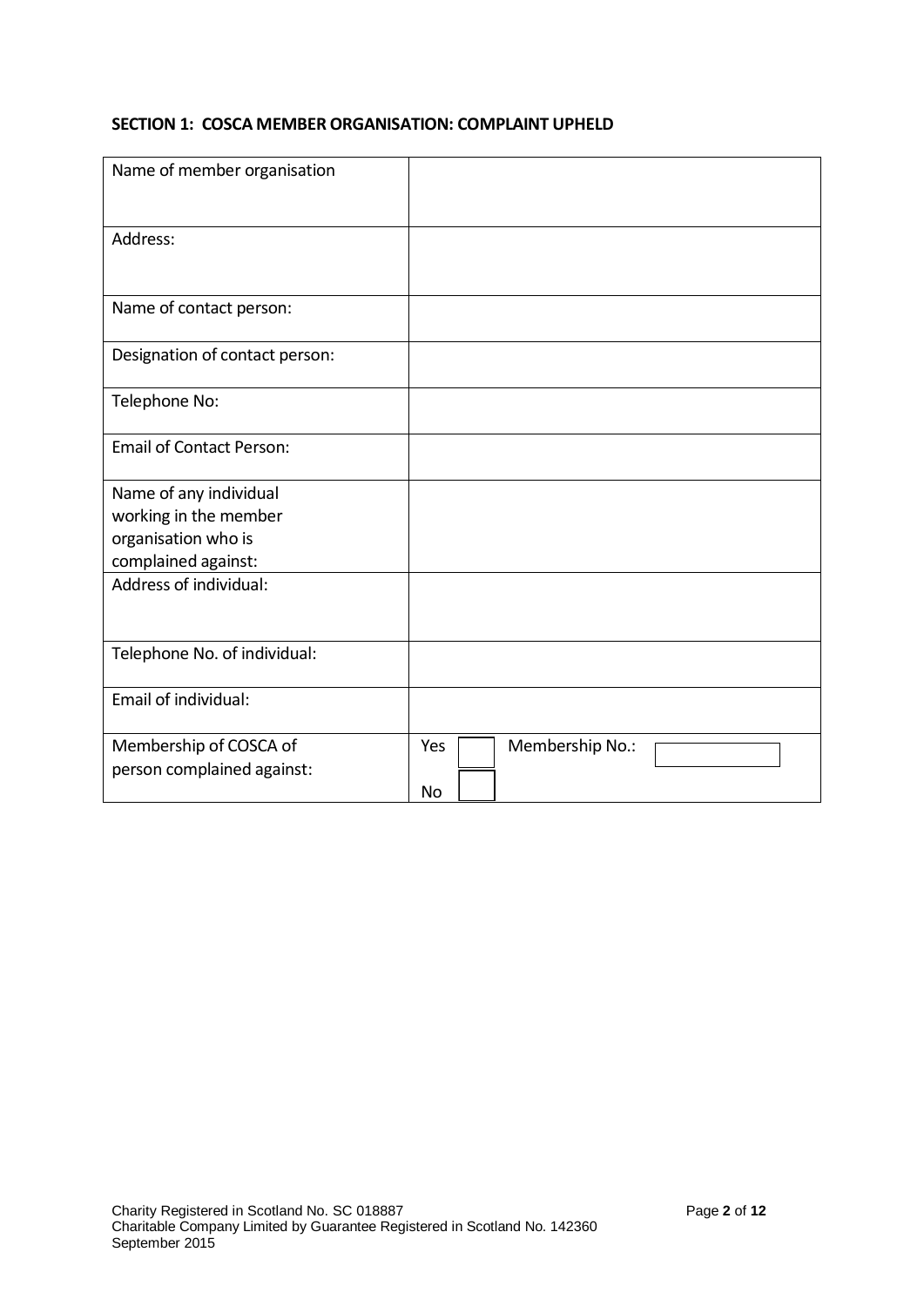**SECTION 1: COSCA MEMBER ORGANISATION: COMPLAINT UPHELD**

| | |
|---|---|
| Name of member organisation | |
| Address: | |
| Name of contact person: | |
| Designation of contact person: | |
| Telephone No: | |
| Email of Contact Person: | |
| Name of any individual working in the member organisation who is complained against: | |
| Address of individual: | |
| Telephone No. of individual: | |
| Email of individual: | |
| Membership of COSCA of person complained against: | Yes ☐ Membership No.: ☐<br>No ☐ |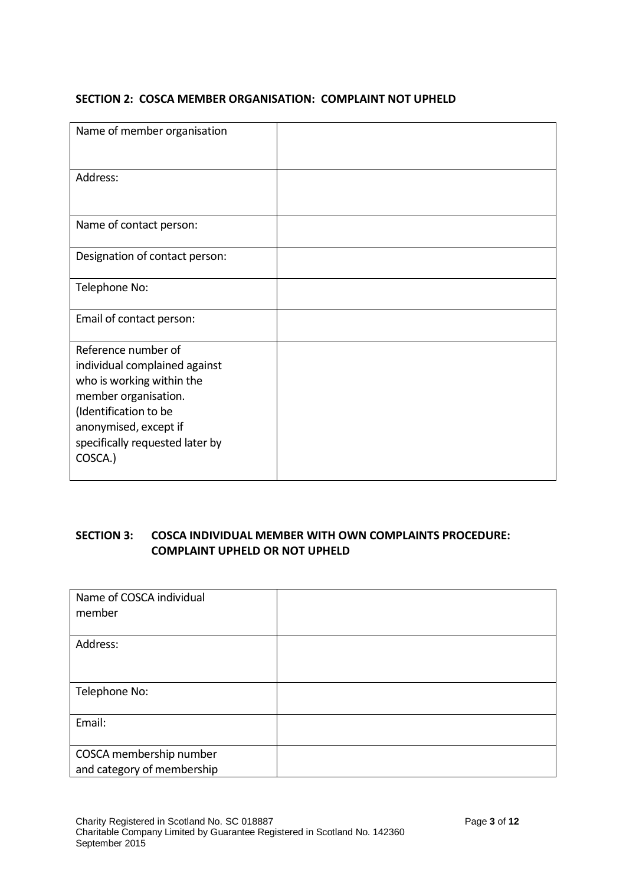**SECTION 2: COSCA MEMBER ORGANISATION: COMPLAINT NOT UPHELD**

| | |
|---|---|
| Name of member organisation | |
| Address: | |
| Name of contact person: | |
| Designation of contact person: | |
| Telephone No: | |
| Email of contact person: | |
| Reference number of individual complained against who is working within the member organisation. (Identification to be anonymised, except if specifically requested later by COSCA.) | |

**SECTION 3: COSCA INDIVIDUAL MEMBER WITH OWN COMPLAINTS PROCEDURE: COMPLAINT UPHELD OR NOT UPHELD**

| | |
|---|---|
| Name of COSCA individual member | |
| Address: | |
| Telephone No: | |
| Email: | |
| COSCA membership number and category of membership | |

Charity Registered in Scotland No. SC 018887
Charitable Company Limited by Guarantee Registered in Scotland No. 142360
September 2015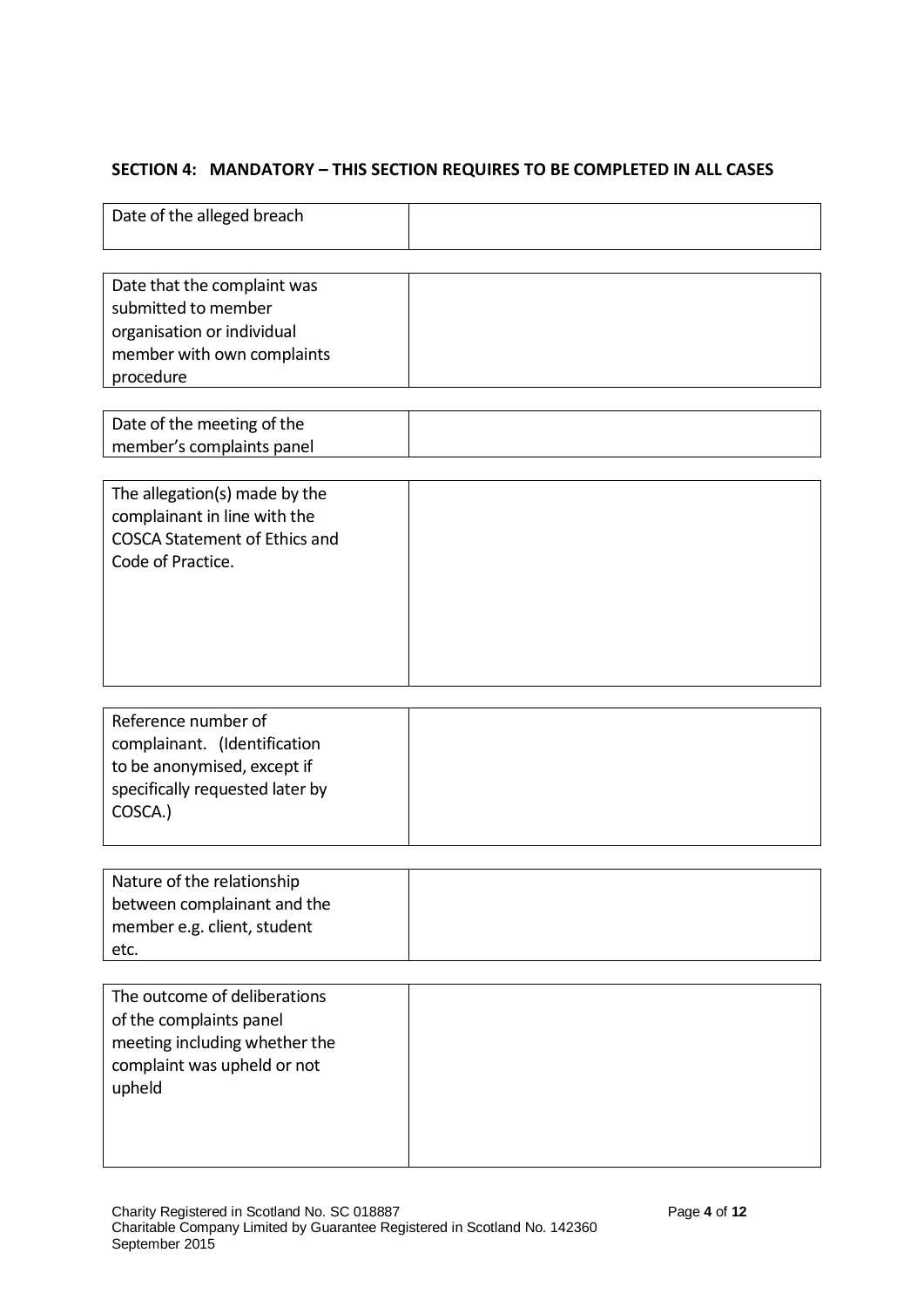### SECTION 4: MANDATORY – THIS SECTION REQUIRES TO BE COMPLETED IN ALL CASES

| Date of the alleged breach | |
|---|---|

| Date that the complaint was submitted to member organisation or individual member with own complaints procedure | |
|---|---|

| Date of the meeting of the member's complaints panel | |
|---|---|

| The allegation(s) made by the complainant in line with the COSCA Statement of Ethics and Code of Practice. | |
|---|---|

| Reference number of complainant. (Identification to be anonymised, except if specifically requested later by COSCA.) | |
|---|---|

| Nature of the relationship between complainant and the member e.g. client, student etc. | |
|---|---|

| The outcome of deliberations of the complaints panel meeting including whether the complaint was upheld or not upheld | |
|---|---|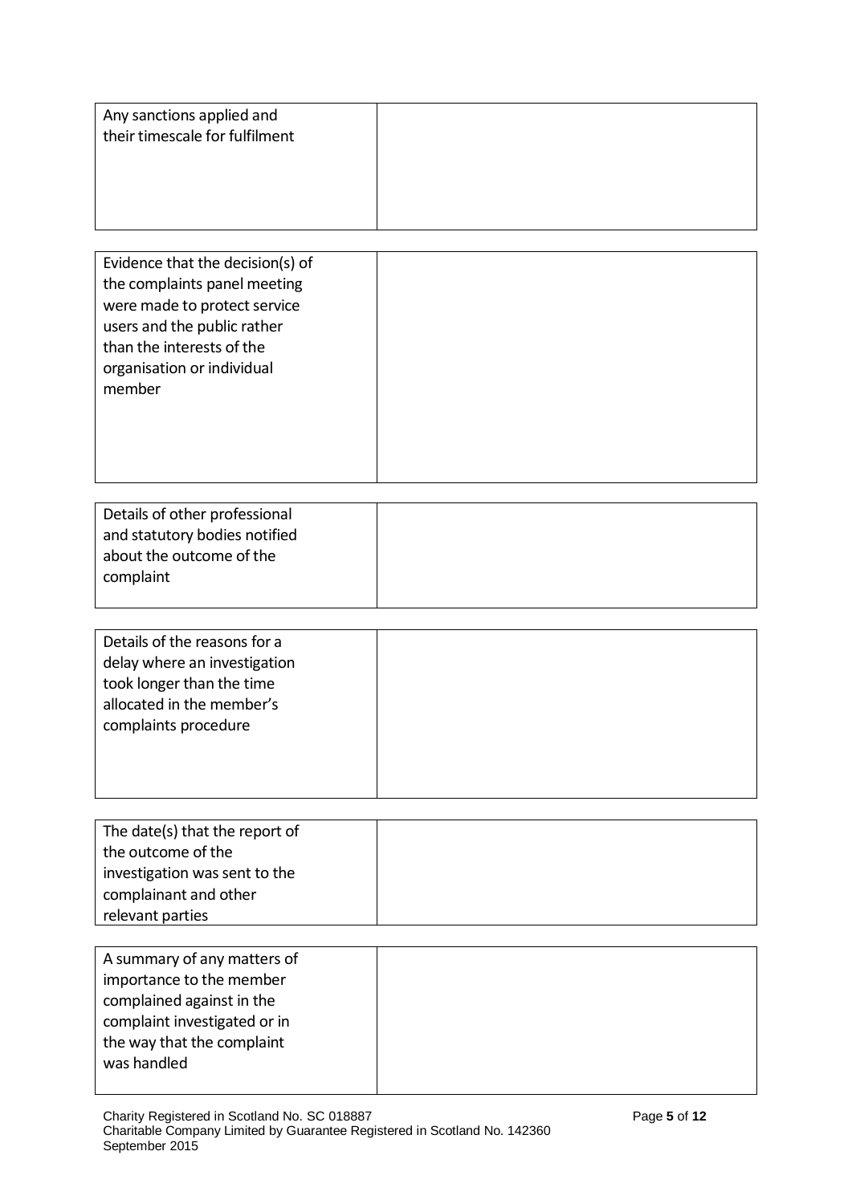| Any sanctions applied and their timescale for fulfilment | |
|---|---|

| Evidence that the decision(s) of the complaints panel meeting were made to protect service users and the public rather than the interests of the organisation or individual member | |
|---|---|

| Details of other professional and statutory bodies notified about the outcome of the complaint | |
|---|---|

| Details of the reasons for a delay where an investigation took longer than the time allocated in the member's complaints procedure | |
|---|---|

| The date(s) that the report of the outcome of the investigation was sent to the complainant and other relevant parties | |
|---|---|

| A summary of any matters of importance to the member complained against in the complaint investigated or in the way that the complaint was handled | |
|---|---|

Charity Registered in Scotland No. SC 018887
Charitable Company Limited by Guarantee Registered in Scotland No. 142360
September 2015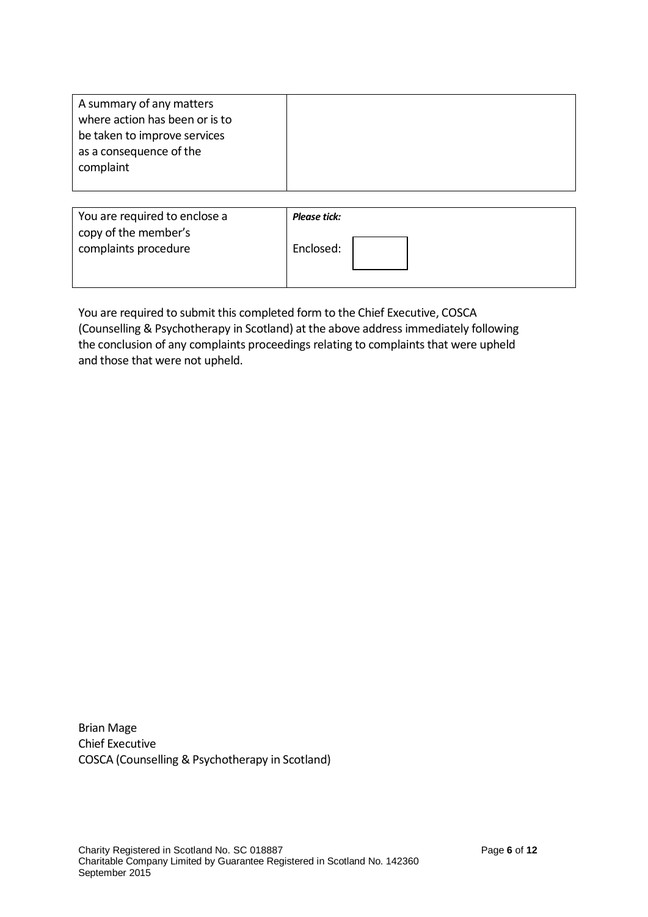| A summary of any matters where action has been or is to be taken to improve services as a consequence of the complaint | |
|---|---|

| You are required to enclose a copy of the member's complaints procedure | ***Please tick:*** Enclosed: ☐ |
|---|---|

You are required to submit this completed form to the Chief Executive, COSCA (Counselling & Psychotherapy in Scotland) at the above address immediately following the conclusion of any complaints proceedings relating to complaints that were upheld and those that were not upheld.

Brian Mage
Chief Executive
COSCA (Counselling & Psychotherapy in Scotland)

Charity Registered in Scotland No. SC 018887
Charitable Company Limited by Guarantee Registered in Scotland No. 142360
September 2015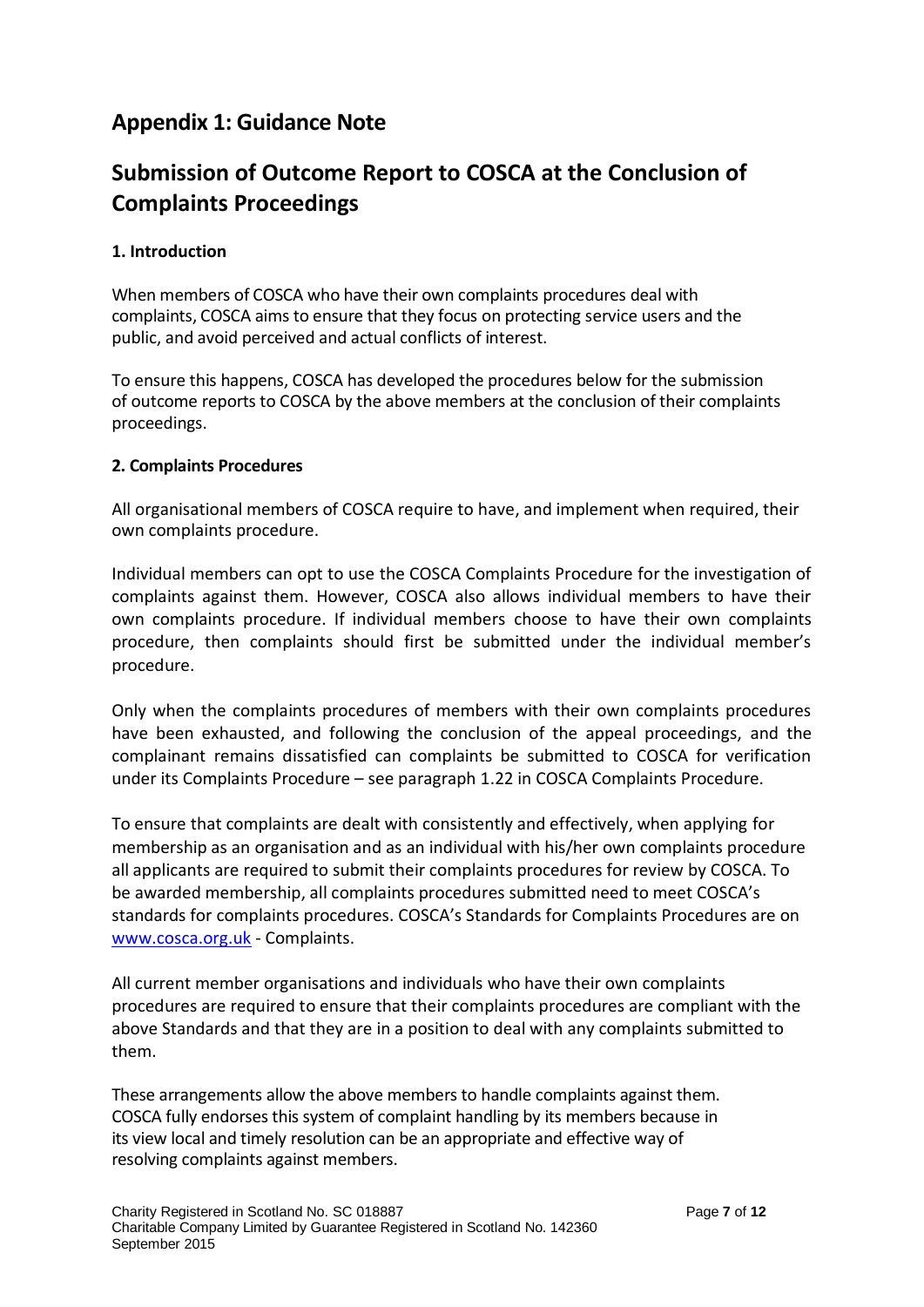## Appendix 1: Guidance Note

## Submission of Outcome Report to COSCA at the Conclusion of Complaints Proceedings

**1. Introduction**

When members of COSCA who have their own complaints procedures deal with complaints, COSCA aims to ensure that they focus on protecting service users and the public, and avoid perceived and actual conflicts of interest.

To ensure this happens, COSCA has developed the procedures below for the submission of outcome reports to COSCA by the above members at the conclusion of their complaints proceedings.

**2. Complaints Procedures**

All organisational members of COSCA require to have, and implement when required, their own complaints procedure.

Individual members can opt to use the COSCA Complaints Procedure for the investigation of complaints against them. However, COSCA also allows individual members to have their own complaints procedure. If individual members choose to have their own complaints procedure, then complaints should first be submitted under the individual member's procedure.

Only when the complaints procedures of members with their own complaints procedures have been exhausted, and following the conclusion of the appeal proceedings, and the complainant remains dissatisfied can complaints be submitted to COSCA for verification under its Complaints Procedure – see paragraph 1.22 in COSCA Complaints Procedure.

To ensure that complaints are dealt with consistently and effectively, when applying for membership as an organisation and as an individual with his/her own complaints procedure all applicants are required to submit their complaints procedures for review by COSCA. To be awarded membership, all complaints procedures submitted need to meet COSCA's standards for complaints procedures. COSCA's Standards for Complaints Procedures are on [www.cosca.org.uk](http://www.cosca.org.uk) - Complaints.

All current member organisations and individuals who have their own complaints procedures are required to ensure that their complaints procedures are compliant with the above Standards and that they are in a position to deal with any complaints submitted to them.

These arrangements allow the above members to handle complaints against them. COSCA fully endorses this system of complaint handling by its members because in its view local and timely resolution can be an appropriate and effective way of resolving complaints against members.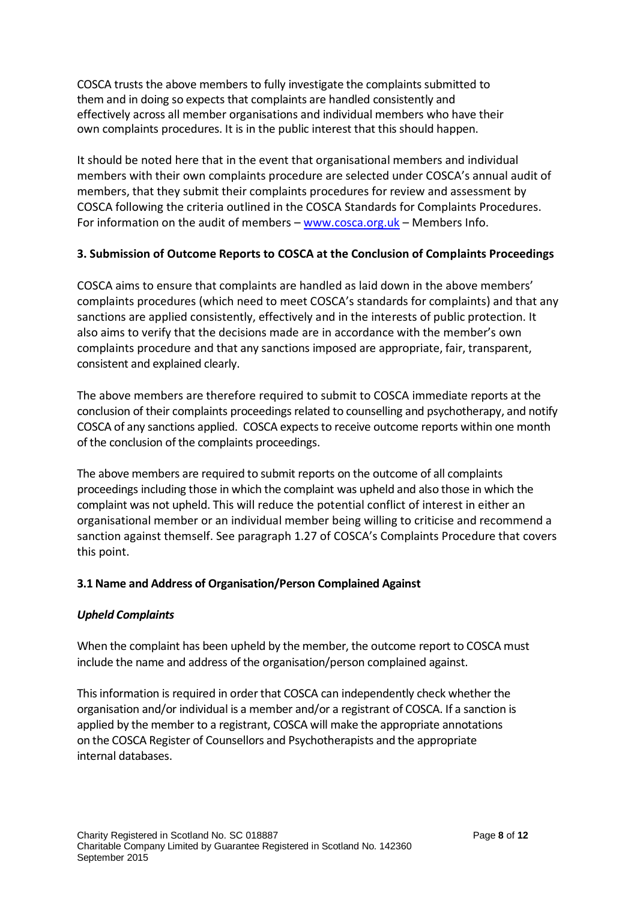COSCA trusts the above members to fully investigate the complaints submitted to them and in doing so expects that complaints are handled consistently and effectively across all member organisations and individual members who have their own complaints procedures. It is in the public interest that this should happen.

It should be noted here that in the event that organisational members and individual members with their own complaints procedure are selected under COSCA's annual audit of members, that they submit their complaints procedures for review and assessment by COSCA following the criteria outlined in the COSCA Standards for Complaints Procedures. For information on the audit of members – www.cosca.org.uk – Members Info.

### 3. Submission of Outcome Reports to COSCA at the Conclusion of Complaints Proceedings

COSCA aims to ensure that complaints are handled as laid down in the above members' complaints procedures (which need to meet COSCA's standards for complaints) and that any sanctions are applied consistently, effectively and in the interests of public protection. It also aims to verify that the decisions made are in accordance with the member's own complaints procedure and that any sanctions imposed are appropriate, fair, transparent, consistent and explained clearly.

The above members are therefore required to submit to COSCA immediate reports at the conclusion of their complaints proceedings related to counselling and psychotherapy, and notify COSCA of any sanctions applied. COSCA expects to receive outcome reports within one month of the conclusion of the complaints proceedings.

The above members are required to submit reports on the outcome of all complaints proceedings including those in which the complaint was upheld and also those in which the complaint was not upheld. This will reduce the potential conflict of interest in either an organisational member or an individual member being willing to criticise and recommend a sanction against themself. See paragraph 1.27 of COSCA's Complaints Procedure that covers this point.

#### 3.1 Name and Address of Organisation/Person Complained Against

***Upheld Complaints***

When the complaint has been upheld by the member, the outcome report to COSCA must include the name and address of the organisation/person complained against.

This information is required in order that COSCA can independently check whether the organisation and/or individual is a member and/or a registrant of COSCA. If a sanction is applied by the member to a registrant, COSCA will make the appropriate annotations on the COSCA Register of Counsellors and Psychotherapists and the appropriate internal databases.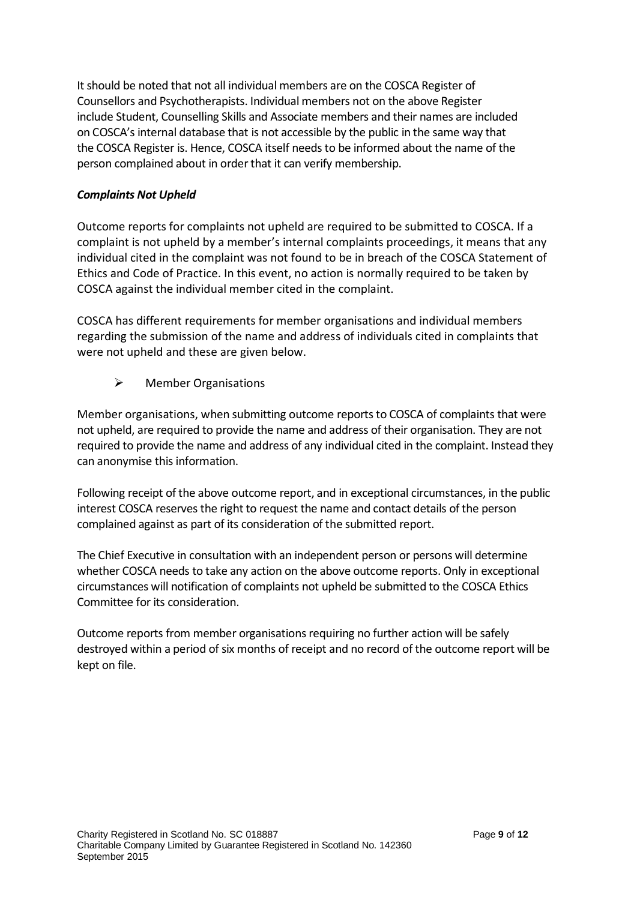It should be noted that not all individual members are on the COSCA Register of Counsellors and Psychotherapists. Individual members not on the above Register include Student, Counselling Skills and Associate members and their names are included on COSCA's internal database that is not accessible by the public in the same way that the COSCA Register is. Hence, COSCA itself needs to be informed about the name of the person complained about in order that it can verify membership.

***Complaints Not Upheld***

Outcome reports for complaints not upheld are required to be submitted to COSCA. If a complaint is not upheld by a member's internal complaints proceedings, it means that any individual cited in the complaint was not found to be in breach of the COSCA Statement of Ethics and Code of Practice. In this event, no action is normally required to be taken by COSCA against the individual member cited in the complaint.

COSCA has different requirements for member organisations and individual members regarding the submission of the name and address of individuals cited in complaints that were not upheld and these are given below.

- Member Organisations

Member organisations, when submitting outcome reports to COSCA of complaints that were not upheld, are required to provide the name and address of their organisation. They are not required to provide the name and address of any individual cited in the complaint. Instead they can anonymise this information.

Following receipt of the above outcome report, and in exceptional circumstances, in the public interest COSCA reserves the right to request the name and contact details of the person complained against as part of its consideration of the submitted report.

The Chief Executive in consultation with an independent person or persons will determine whether COSCA needs to take any action on the above outcome reports. Only in exceptional circumstances will notification of complaints not upheld be submitted to the COSCA Ethics Committee for its consideration.

Outcome reports from member organisations requiring no further action will be safely destroyed within a period of six months of receipt and no record of the outcome report will be kept on file.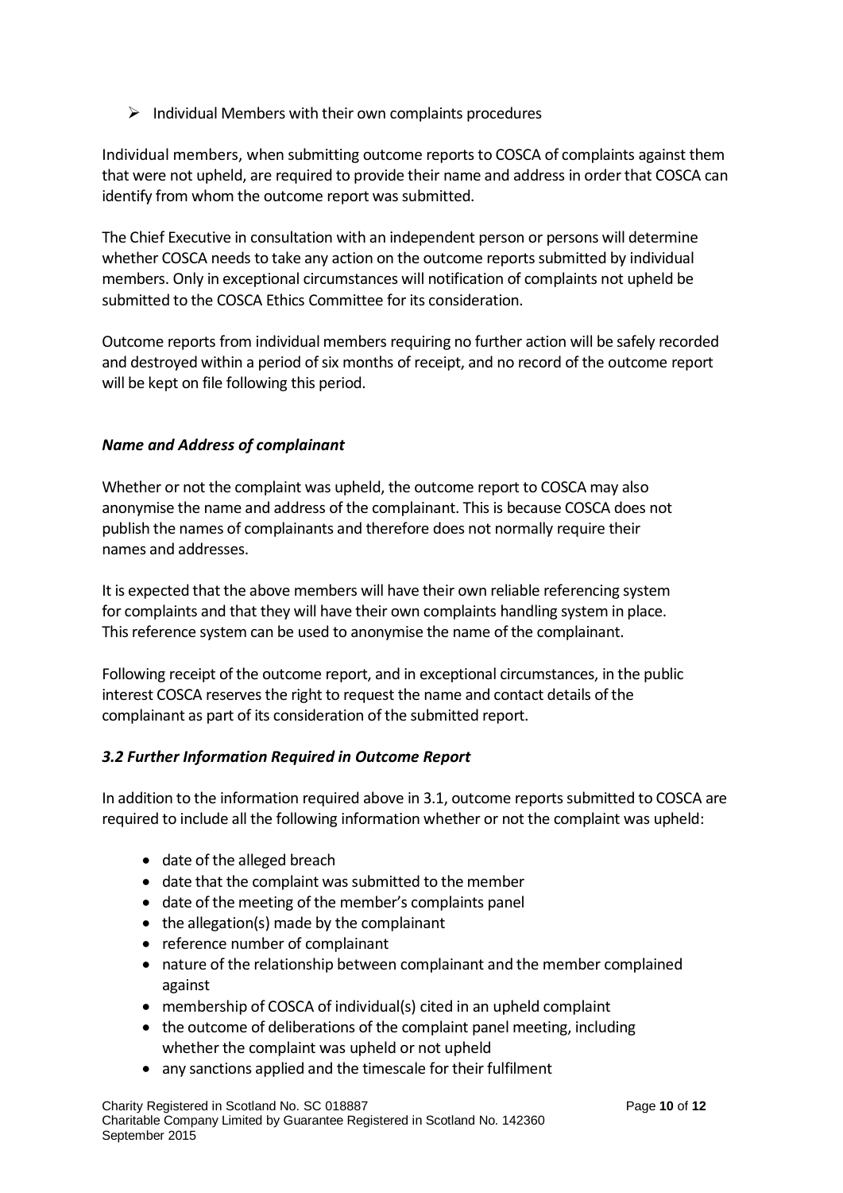- Individual Members with their own complaints procedures

Individual members, when submitting outcome reports to COSCA of complaints against them that were not upheld, are required to provide their name and address in order that COSCA can identify from whom the outcome report was submitted.

The Chief Executive in consultation with an independent person or persons will determine whether COSCA needs to take any action on the outcome reports submitted by individual members. Only in exceptional circumstances will notification of complaints not upheld be submitted to the COSCA Ethics Committee for its consideration.

Outcome reports from individual members requiring no further action will be safely recorded and destroyed within a period of six months of receipt, and no record of the outcome report will be kept on file following this period.

***Name and Address of complainant***

Whether or not the complaint was upheld, the outcome report to COSCA may also anonymise the name and address of the complainant. This is because COSCA does not publish the names of complainants and therefore does not normally require their names and addresses.

It is expected that the above members will have their own reliable referencing system for complaints and that they will have their own complaints handling system in place. This reference system can be used to anonymise the name of the complainant.

Following receipt of the outcome report, and in exceptional circumstances, in the public interest COSCA reserves the right to request the name and contact details of the complainant as part of its consideration of the submitted report.

***3.2 Further Information Required in Outcome Report***

In addition to the information required above in 3.1, outcome reports submitted to COSCA are required to include all the following information whether or not the complaint was upheld:

- date of the alleged breach
- date that the complaint was submitted to the member
- date of the meeting of the member's complaints panel
- the allegation(s) made by the complainant
- reference number of complainant
- nature of the relationship between complainant and the member complained against
- membership of COSCA of individual(s) cited in an upheld complaint
- the outcome of deliberations of the complaint panel meeting, including whether the complaint was upheld or not upheld
- any sanctions applied and the timescale for their fulfilment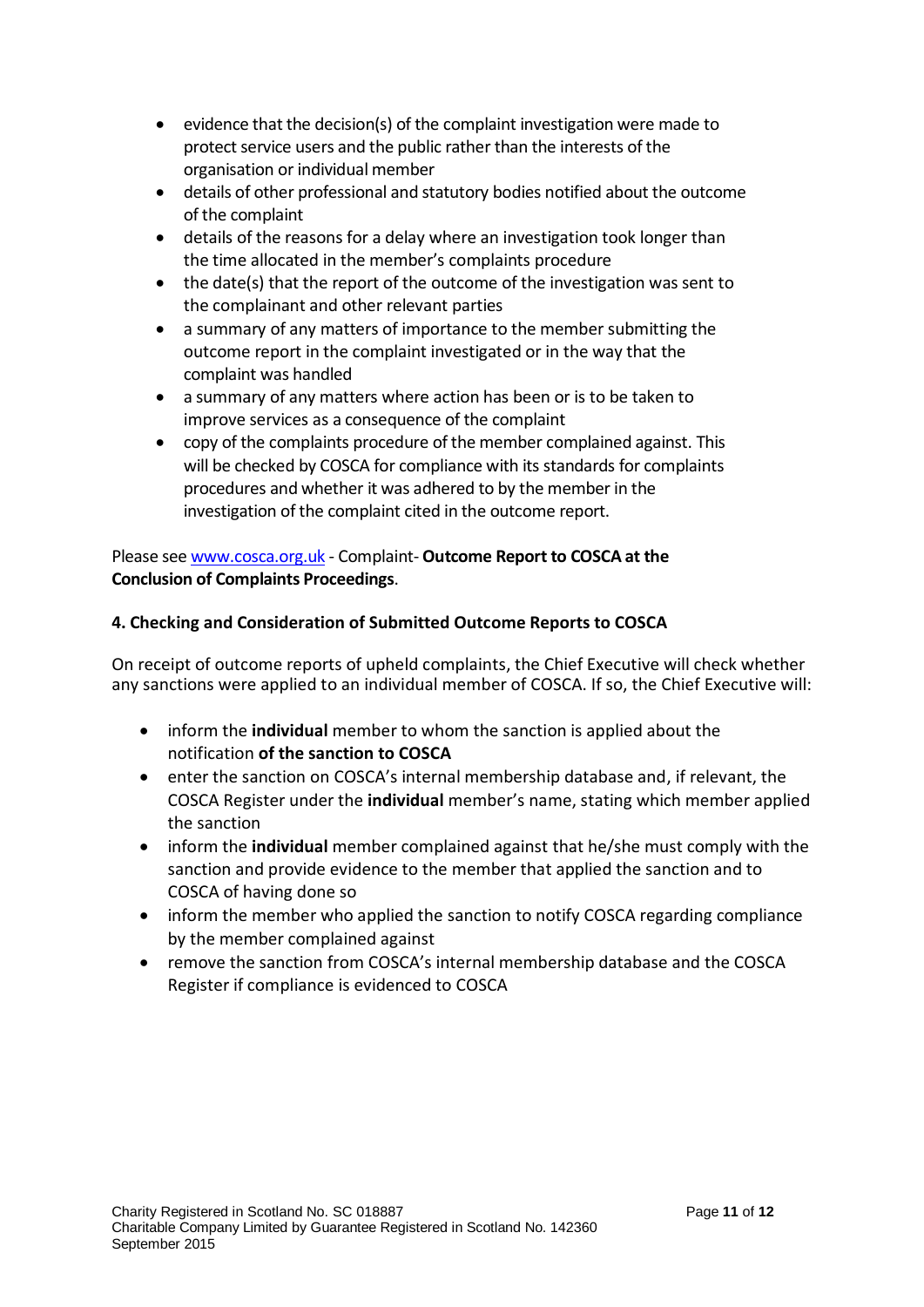- evidence that the decision(s) of the complaint investigation were made to protect service users and the public rather than the interests of the organisation or individual member
- details of other professional and statutory bodies notified about the outcome of the complaint
- details of the reasons for a delay where an investigation took longer than the time allocated in the member's complaints procedure
- the date(s) that the report of the outcome of the investigation was sent to the complainant and other relevant parties
- a summary of any matters of importance to the member submitting the outcome report in the complaint investigated or in the way that the complaint was handled
- a summary of any matters where action has been or is to be taken to improve services as a consequence of the complaint
- copy of the complaints procedure of the member complained against. This will be checked by COSCA for compliance with its standards for complaints procedures and whether it was adhered to by the member in the investigation of the complaint cited in the outcome report.

Please see www.cosca.org.uk - Complaint- **Outcome Report to COSCA at the Conclusion of Complaints Proceedings**.

**4. Checking and Consideration of Submitted Outcome Reports to COSCA**

On receipt of outcome reports of upheld complaints, the Chief Executive will check whether any sanctions were applied to an individual member of COSCA. If so, the Chief Executive will:

- inform the **individual** member to whom the sanction is applied about the notification **of the sanction to COSCA**
- enter the sanction on COSCA's internal membership database and, if relevant, the COSCA Register under the **individual** member's name, stating which member applied the sanction
- inform the **individual** member complained against that he/she must comply with the sanction and provide evidence to the member that applied the sanction and to COSCA of having done so
- inform the member who applied the sanction to notify COSCA regarding compliance by the member complained against
- remove the sanction from COSCA's internal membership database and the COSCA Register if compliance is evidenced to COSCA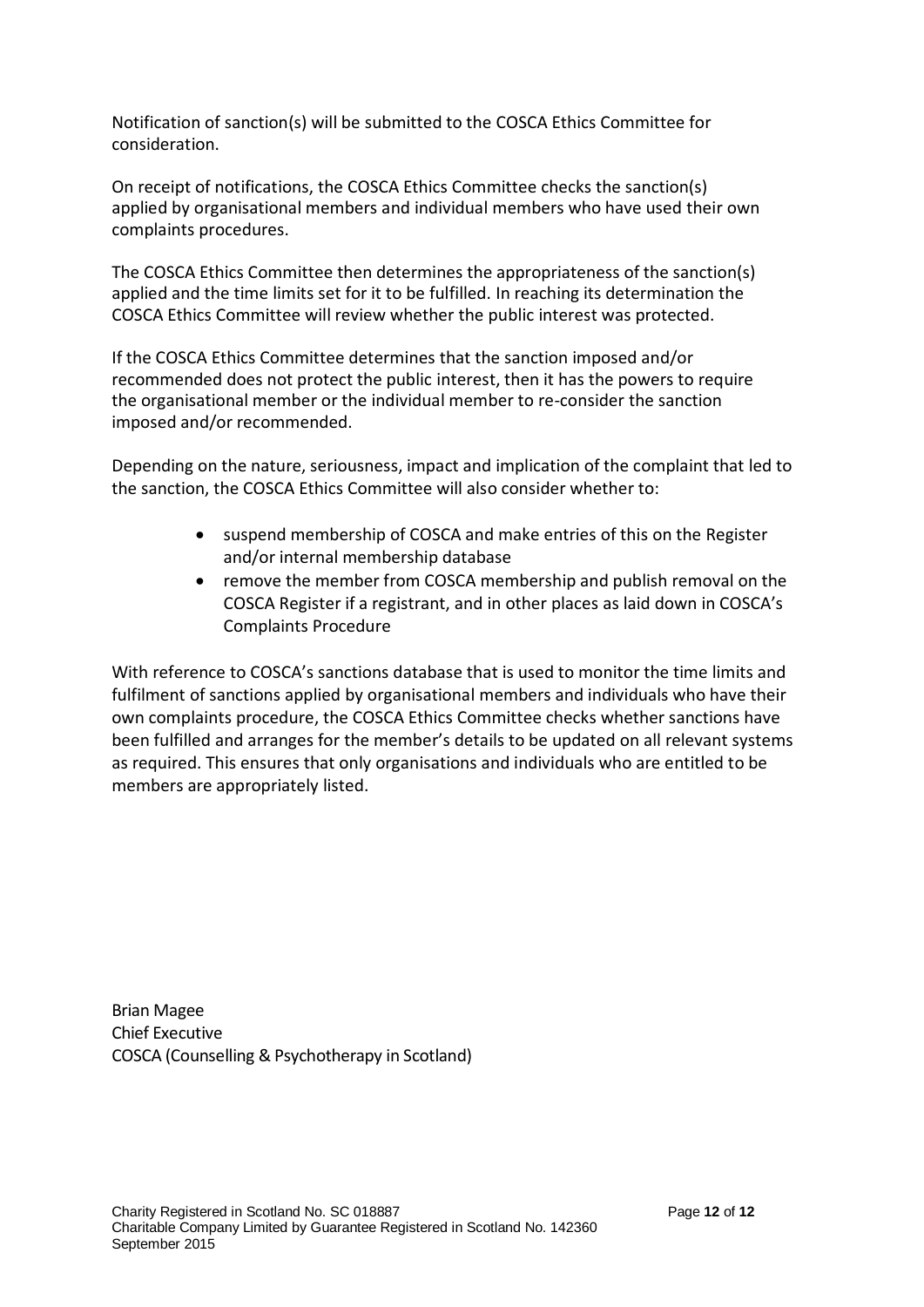Notification of sanction(s) will be submitted to the COSCA Ethics Committee for consideration.

On receipt of notifications, the COSCA Ethics Committee checks the sanction(s) applied by organisational members and individual members who have used their own complaints procedures.

The COSCA Ethics Committee then determines the appropriateness of the sanction(s) applied and the time limits set for it to be fulfilled. In reaching its determination the COSCA Ethics Committee will review whether the public interest was protected.

If the COSCA Ethics Committee determines that the sanction imposed and/or recommended does not protect the public interest, then it has the powers to require the organisational member or the individual member to re-consider the sanction imposed and/or recommended.

Depending on the nature, seriousness, impact and implication of the complaint that led to the sanction, the COSCA Ethics Committee will also consider whether to:

- suspend membership of COSCA and make entries of this on the Register and/or internal membership database
- remove the member from COSCA membership and publish removal on the COSCA Register if a registrant, and in other places as laid down in COSCA's Complaints Procedure

With reference to COSCA's sanctions database that is used to monitor the time limits and fulfilment of sanctions applied by organisational members and individuals who have their own complaints procedure, the COSCA Ethics Committee checks whether sanctions have been fulfilled and arranges for the member's details to be updated on all relevant systems as required. This ensures that only organisations and individuals who are entitled to be members are appropriately listed.

Brian Magee
Chief Executive
COSCA (Counselling & Psychotherapy in Scotland)

Charity Registered in Scotland No. SC 018887
Charitable Company Limited by Guarantee Registered in Scotland No. 142360
September 2015